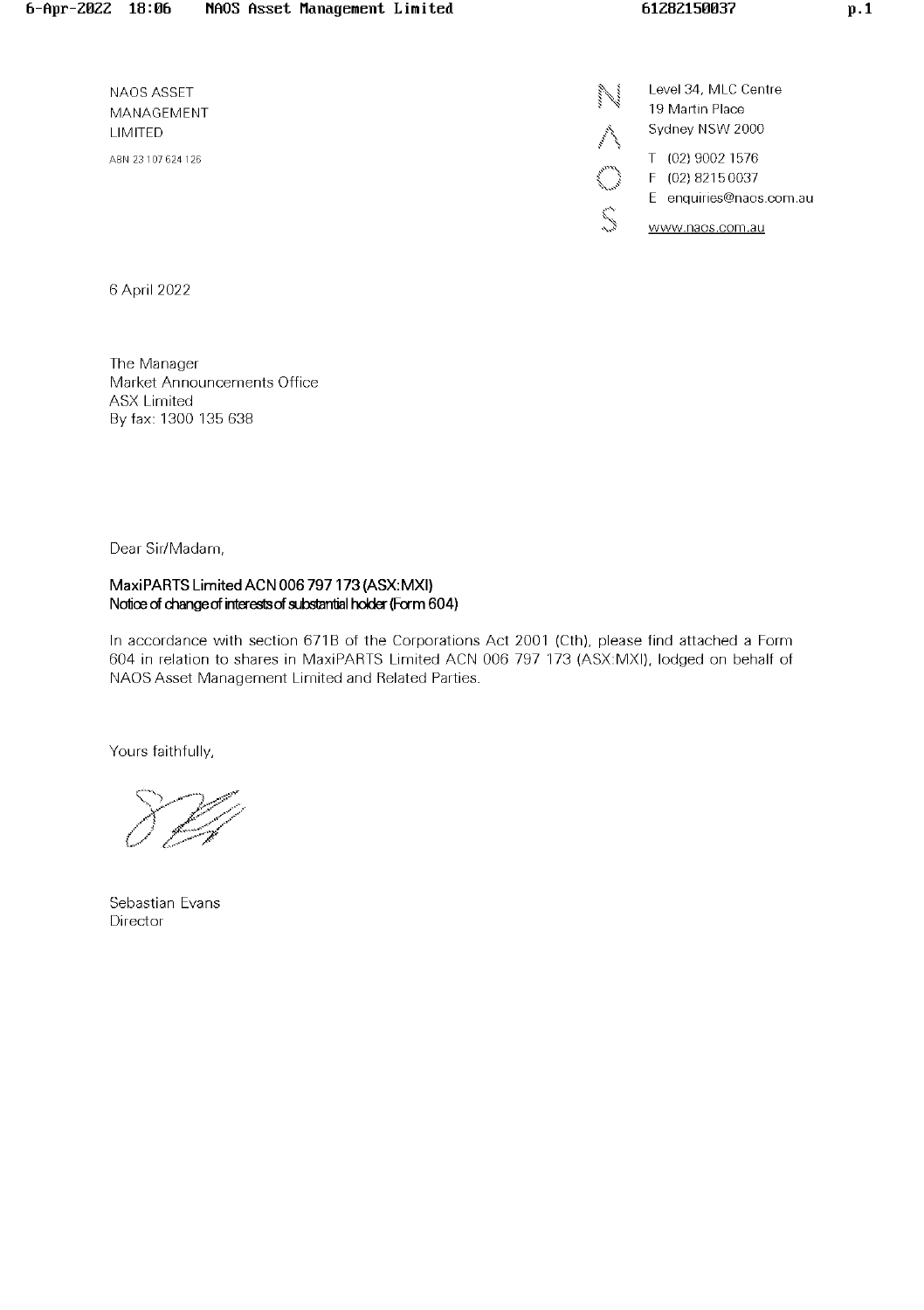NAOS ASSET MANAGEMENT LIMITED

ABN 23 107 624 126

Level 34, MLC Centre
19 Martin Place
Sydney NSW 2000

T (02) 9002 1576
F (02) 8215 0037
E enquiries@naos.com.au
www.naos.com.au

6 April 2022

The Manager
Market Announcements Office
ASX Limited
By fax: 1300 135 638

Dear Sir/Madam,

**MaxiPARTS Limited ACN 006 797 173 (ASX:MXI)**
**Notice of change of interests of substantial holder (Form 604)**

In accordance with section 671B of the Corporations Act 2001 (Cth), please find attached a Form 604 in relation to shares in MaxiPARTS Limited ACN 006 797 173 (ASX:MXI), lodged on behalf of NAOS Asset Management Limited and Related Parties.

Yours faithfully,

Sebastian Evans
Director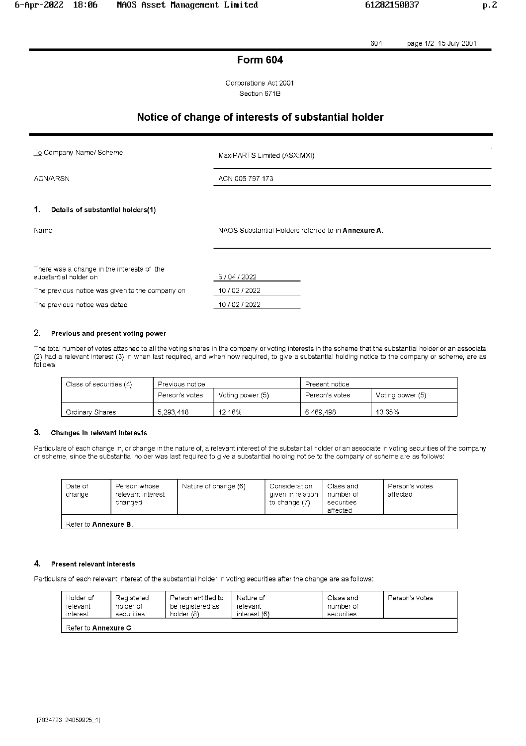# Form 604

Corporations Act 2001
Section 671B

## Notice of change of interests of substantial holder

| | |
|---|---|
| To Company Name/ Scheme | MaxiPARTS Limited (ASX:MXI) |
| ACN/ARSN | ACN 006 797 173 |

### 1. Details of substantial holders(1)

| | |
|---|---|
| Name | NAOS Substantial Holders referred to in **Annexure A**. |
| There was a change in the interests of the substantial holder on | 5 / 04 / 2022 |
| The previous notice was given to the company on | 10 / 02 / 2022 |
| The previous notice was dated | 10 / 02 / 2022 |

### 2. Previous and present voting power

The total number of votes attached to all the voting shares in the company or voting interests in the scheme that the substantial holder or an associate (2) had a relevant interest (3) in when last required, and when now required, to give a substantial holding notice to the company or scheme, are as follows:

| Class of securities (4) | Previous notice | | Present notice | |
|---|---|---|---|---|
| | Person's votes | Voting power (5) | Person's votes | Voting power (5) |
| Ordinary Shares | 5,293,418 | 12.16% | 6,469,498 | 13.65% |

### 3. Changes in relevant interests

Particulars of each change in, or change in the nature of, a relevant interest of the substantial holder or an associate in voting securities of the company or scheme, since the substantial holder was last required to give a substantial holding notice to the company or scheme are as follows:

| Date of change | Person whose relevant interest changed | Nature of change (6) | Consideration given in relation to change (7) | Class and number of securities affected | Person's votes affected |
|---|---|---|---|---|---|
| Refer to **Annexure B**. | | | | | |

### 4. Present relevant interests

Particulars of each relevant interest of the substantial holder in voting securities after the change are as follows:

| Holder of relevant interest | Registered holder of securities | Person entitled to be registered as holder (8) | Nature of relevant interest (6) | Class and number of securities | Person's votes |
|---|---|---|---|---|---|
| Refer to **Annexure C** | | | | | |

[7834726: 24059925_1]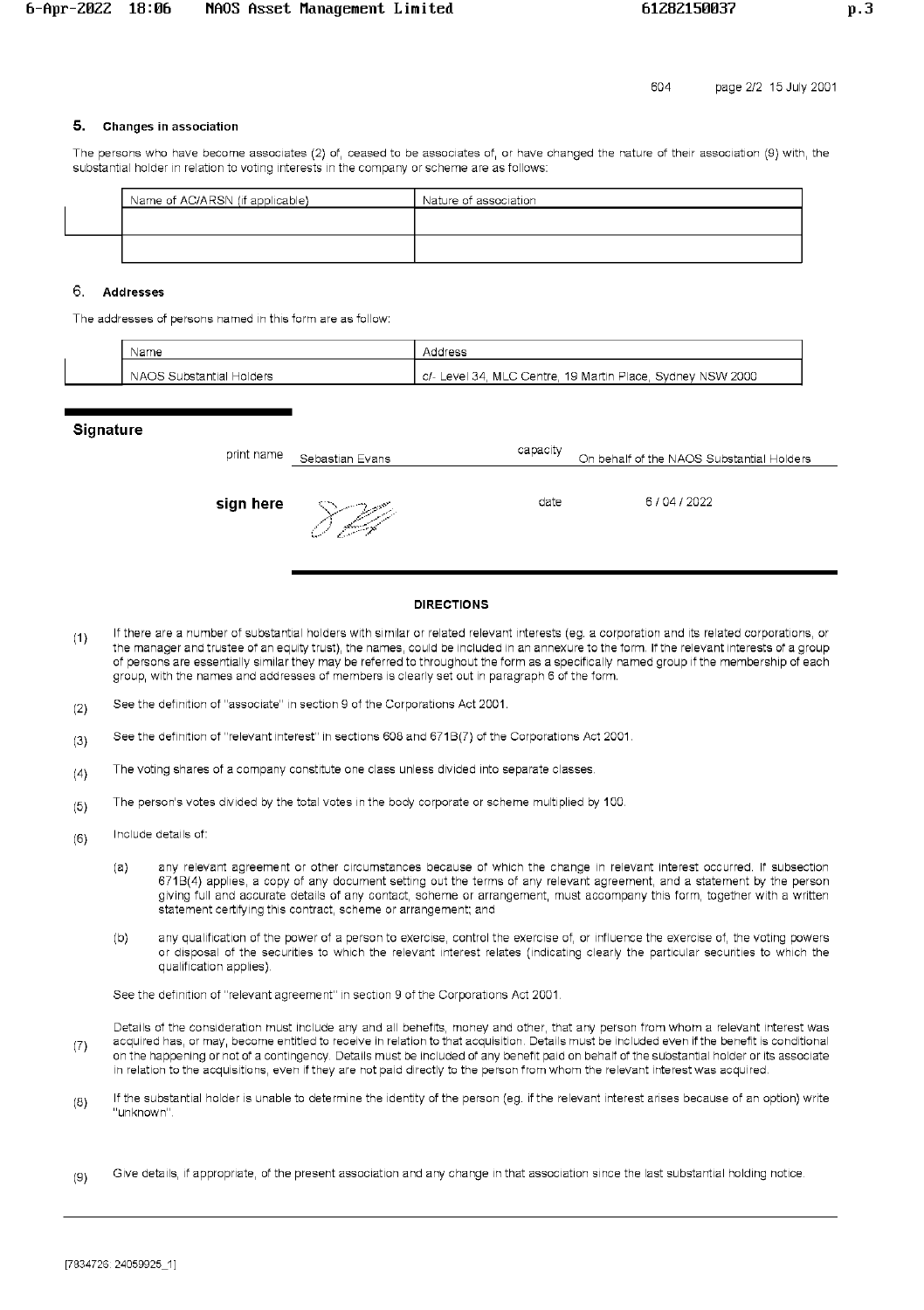## 5. Changes in association

The persons who have become associates (2) of, ceased to be associates of, or have changed the nature of their association (9) with, the substantial holder in relation to voting interests in the company or scheme are as follows:

| Name of ACN/ARSN (if applicable) | Nature of association |
|---|---|
| | |
| | |

## 6. Addresses

The addresses of persons named in this form are as follow:

| Name | Address |
|---|---|
| NAOS Substantial Holders | c/- Level 34, MLC Centre, 19 Martin Place, Sydney NSW 2000 |

## Signature

print name: Sebastian Evans

capacity: On behalf of the NAOS Substantial Holders

**sign here**

date: 6 / 04 / 2022

### DIRECTIONS

(1) If there are a number of substantial holders with similar or related relevant interests (eg. a corporation and its related corporations, or the manager and trustee of an equity trust), the names, could be included in an annexure to the form. If the relevant interests of a group of persons are essentially similar they may be referred to throughout the form as a specifically named group if the membership of each group, with the names and addresses of members is clearly set out in paragraph 6 of the form.

(2) See the definition of "associate" in section 9 of the Corporations Act 2001.

(3) See the definition of "relevant interest" in sections 608 and 671B(7) of the Corporations Act 2001.

(4) The voting shares of a company constitute one class unless divided into separate classes.

(5) The person's votes divided by the total votes in the body corporate or scheme multiplied by 100.

(6) Include details of:

(a) any relevant agreement or other circumstances because of which the change in relevant interest occurred. If subsection 671B(4) applies, a copy of any document setting out the terms of any relevant agreement, and a statement by the person giving full and accurate details of any contact, scheme or arrangement, must accompany this form, together with a written statement certifying this contract, scheme or arrangement; and

(b) any qualification of the power of a person to exercise, control the exercise of, or influence the exercise of, the voting powers or disposal of the securities to which the relevant interest relates (indicating clearly the particular securities to which the qualification applies).

See the definition of "relevant agreement" in section 9 of the Corporations Act 2001.

(7) Details of the consideration must include any and all benefits, money and other, that any person from whom a relevant interest was acquired has, or may, become entitled to receive in relation to that acquisition. Details must be included even if the benefit is conditional on the happening or not of a contingency. Details must be included of any benefit paid on behalf of the substantial holder or its associate in relation to the acquisitions, even if they are not paid directly to the person from whom the relevant interest was acquired.

(8) If the substantial holder is unable to determine the identity of the person (eg. if the relevant interest arises because of an option) write "unknown".

(9) Give details, if appropriate, of the present association and any change in that association since the last substantial holding notice.

[7934726: 24059925_1]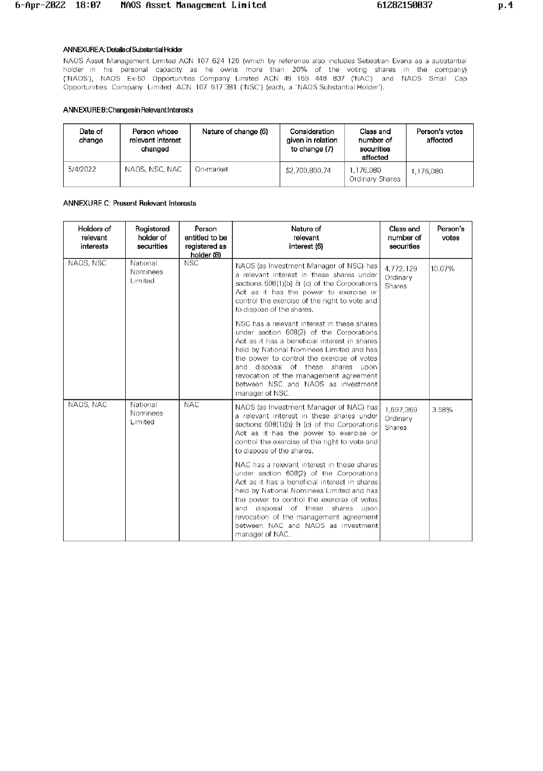## ANNEXURE A: Details of Substantial Holder

NAOS Asset Management Limited ACN 107 624 126 (which by reference also includes Sebastian Evans as a substantial holder in his personal capacity as he owns more than 20% of the voting shares in the company) ('NAOS'), NAOS Ex-50 Opportunities Company Limited ACN 49 169 448 837 ('NAC') and NAOS Small Cap Opportunities Company Limited ACN 107 617 381 ('NSC') (each, a 'NAOS Substantial Holder').

## ANNEXURE B: Changes in Relevant Interests

| Date of change | Person whose relevant interest changed | Nature of change (6) | Consideration given in relation to change (7) | Class and number of securities affected | Person's votes affected |
|---|---|---|---|---|---|
| 5/4/2022 | NAOS, NSC, NAC | On-market | $2,700,800.74 | 1,176,080 Ordinary Shares | 1,176,080 |

## ANNEXURE C: Present Relevant Interests

| Holders of relevant interests | Registered holder of securities | Person entitled to be registered as holder (8) | Nature of relevant interest (6) | Class and number of securities | Person's votes |
|---|---|---|---|---|---|
| NAOS, NSC | National Nominees Limited | NSC | NAOS (as Investment Manager of NSC) has a relevant interest in these shares under sections 608(1)(b) & (c) of the Corporations Act as it has the power to exercise or control the exercise of the right to vote and to dispose of the shares.<br><br>NSC has a relevant interest in these shares under section 608(2) of the Corporations Act as it has a beneficial interest in shares held by National Nominees Limited and has the power to control the exercise of votes and disposal of these shares upon revocation of the management agreement between NSC and NAOS as investment manager of NSC. | 4,772,129 Ordinary Shares | 10.07% |
| NAOS, NAC | National Nominees Limited | NAC | NAOS (as Investment Manager of NAC) has a relevant interest in these shares under sections 608(1)(b) & (c) of the Corporations Act as it has the power to exercise or control the exercise of the right to vote and to dispose of the shares.<br><br>NAC has a relevant interest in these shares under section 608(2) of the Corporations Act as it has a beneficial interest in shares held by National Nominees Limited and has the power to control the exercise of votes and disposal of these shares upon revocation of the management agreement between NAC and NAOS as investment manager of NAC. | 1,697,369 Ordinary Shares | 3.58% |